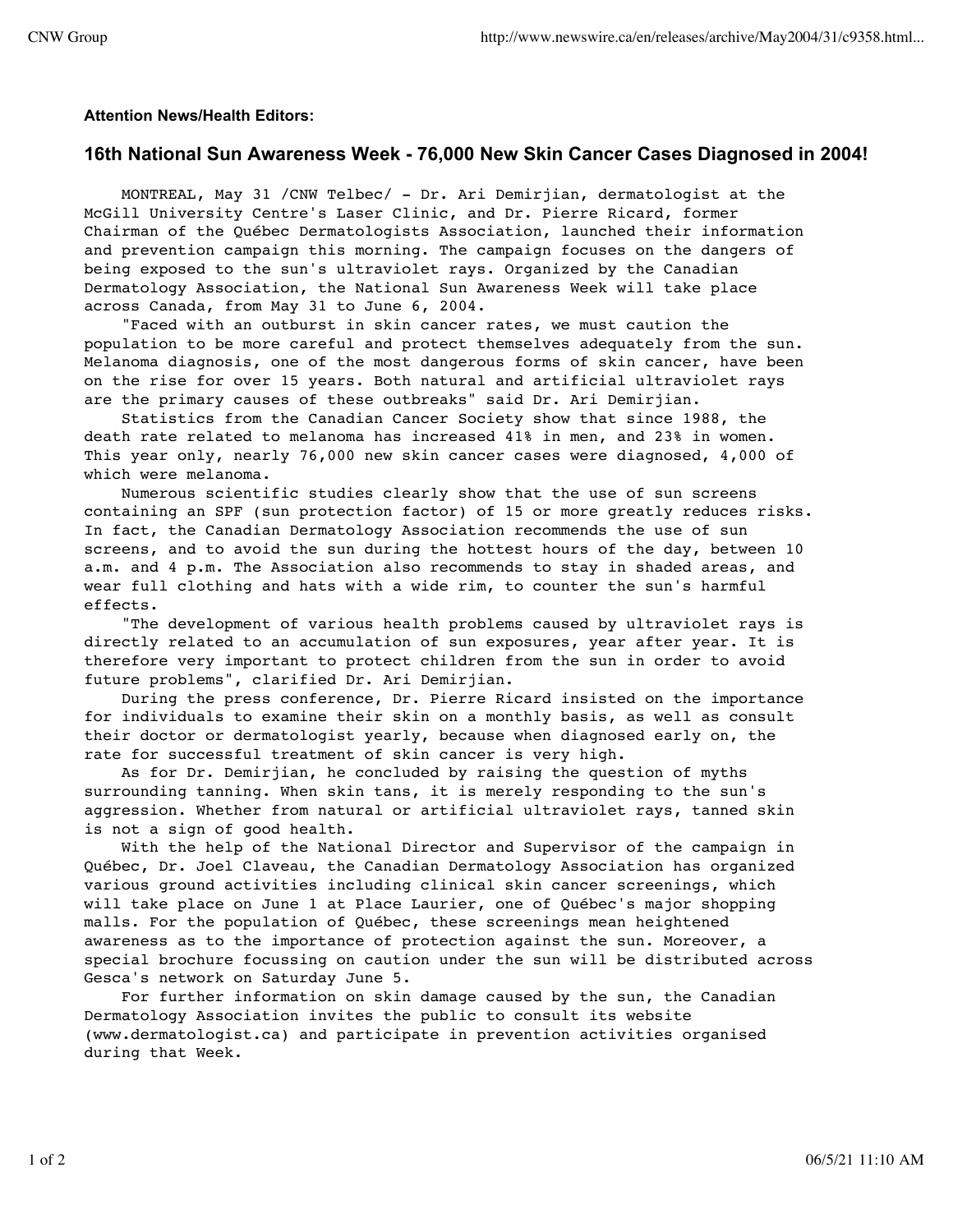**Attention News/Health Editors:**

## 16th National Sun Awareness Week - 76,000 New Skin Cancer Cases Diagnosed in 2004!

MONTREAL, May 31 /CNW Telbec/ - Dr. Ari Demirjian, dermatologist at the McGill University Centre's Laser Clinic, and Dr. Pierre Ricard, former Chairman of the Québec Dermatologists Association, launched their information and prevention campaign this morning. The campaign focuses on the dangers of being exposed to the sun's ultraviolet rays. Organized by the Canadian Dermatology Association, the National Sun Awareness Week will take place across Canada, from May 31 to June 6, 2004.

"Faced with an outburst in skin cancer rates, we must caution the population to be more careful and protect themselves adequately from the sun. Melanoma diagnosis, one of the most dangerous forms of skin cancer, have been on the rise for over 15 years. Both natural and artificial ultraviolet rays are the primary causes of these outbreaks" said Dr. Ari Demirjian.

Statistics from the Canadian Cancer Society show that since 1988, the death rate related to melanoma has increased 41% in men, and 23% in women. This year only, nearly 76,000 new skin cancer cases were diagnosed, 4,000 of which were melanoma.

Numerous scientific studies clearly show that the use of sun screens containing an SPF (sun protection factor) of 15 or more greatly reduces risks. In fact, the Canadian Dermatology Association recommends the use of sun screens, and to avoid the sun during the hottest hours of the day, between 10 a.m. and 4 p.m. The Association also recommends to stay in shaded areas, and wear full clothing and hats with a wide rim, to counter the sun's harmful effects.

"The development of various health problems caused by ultraviolet rays is directly related to an accumulation of sun exposures, year after year. It is therefore very important to protect children from the sun in order to avoid future problems", clarified Dr. Ari Demirjian.

During the press conference, Dr. Pierre Ricard insisted on the importance for individuals to examine their skin on a monthly basis, as well as consult their doctor or dermatologist yearly, because when diagnosed early on, the rate for successful treatment of skin cancer is very high.

As for Dr. Demirjian, he concluded by raising the question of myths surrounding tanning. When skin tans, it is merely responding to the sun's aggression. Whether from natural or artificial ultraviolet rays, tanned skin is not a sign of good health.

With the help of the National Director and Supervisor of the campaign in Québec, Dr. Joel Claveau, the Canadian Dermatology Association has organized various ground activities including clinical skin cancer screenings, which will take place on June 1 at Place Laurier, one of Québec's major shopping malls. For the population of Québec, these screenings mean heightened awareness as to the importance of protection against the sun. Moreover, a special brochure focussing on caution under the sun will be distributed across Gesca's network on Saturday June 5.

For further information on skin damage caused by the sun, the Canadian Dermatology Association invites the public to consult its website (www.dermatologist.ca) and participate in prevention activities organised during that Week.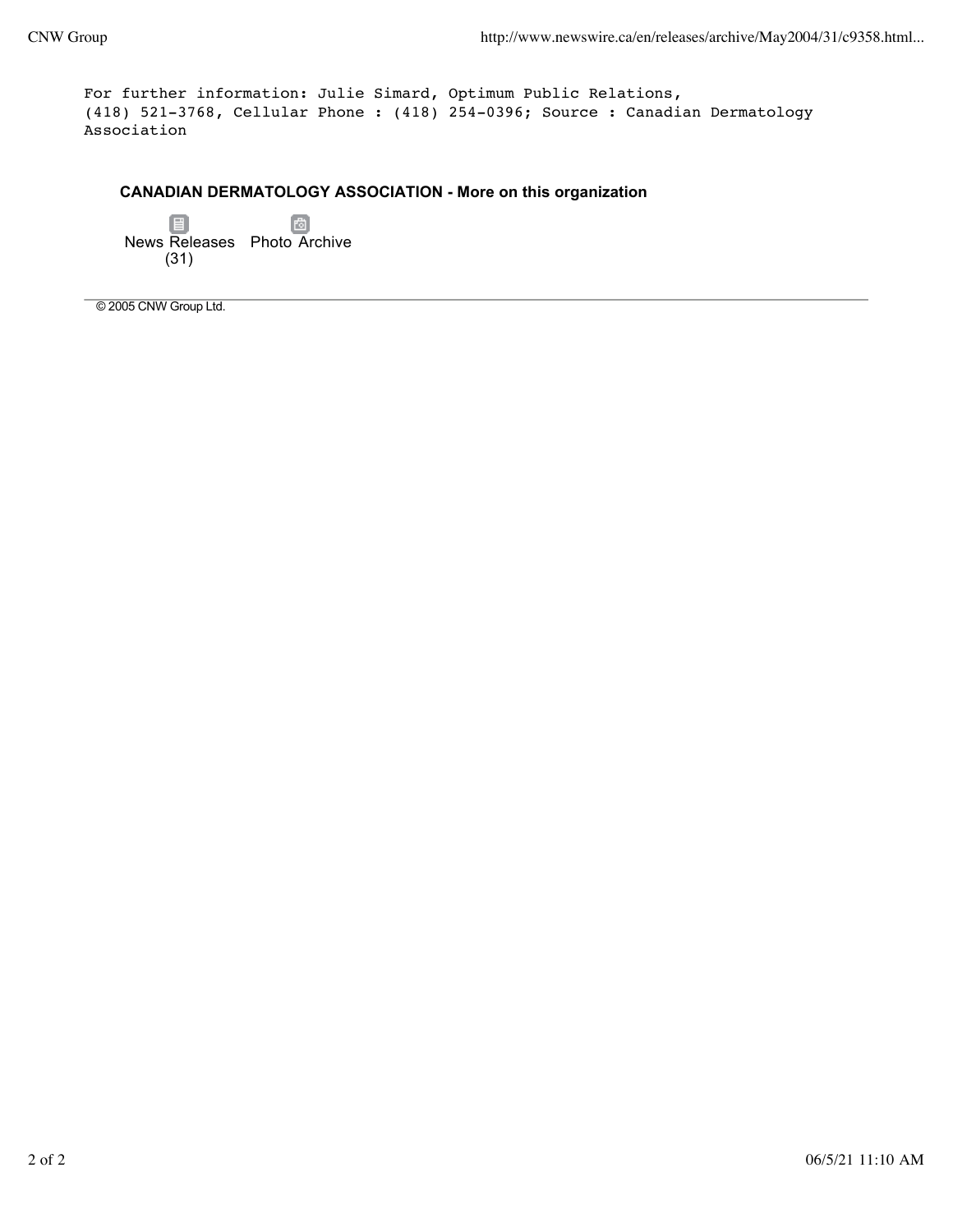For further information: Julie Simard, Optimum Public Relations, (418) 521-3768, Cellular Phone : (418) 254-0396; Source : Canadian Dermatology Association

**CANADIAN DERMATOLOGY ASSOCIATION - More on this organization**

News Releases (31)    Photo Archive

© 2005 CNW Group Ltd.